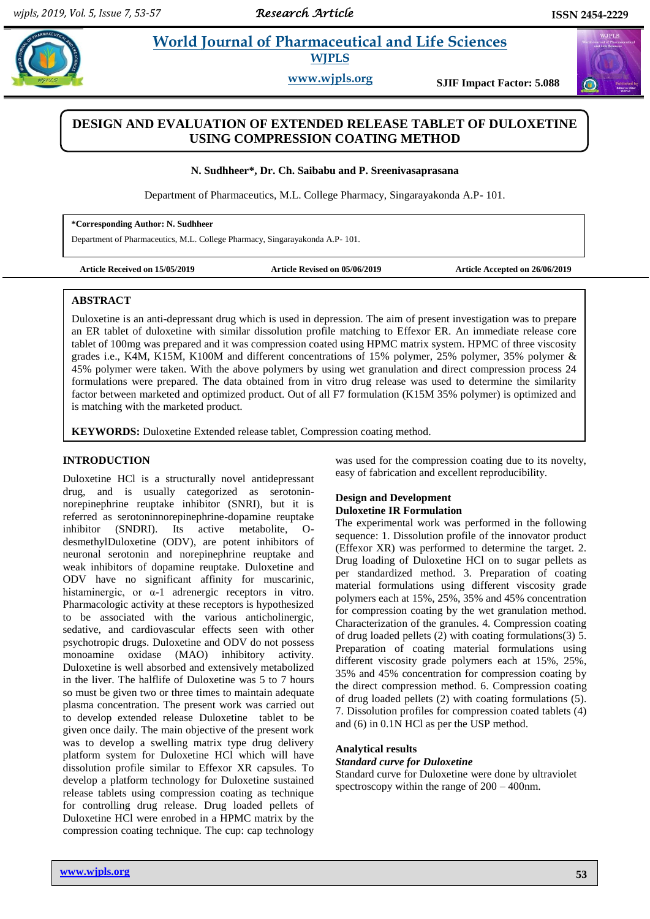# DESIGN AND EVALUATION OF EXTENDED RELEASE TABLET OF DULOXETINE USING COMPRESSION COATING METHOD

**N. Sudhheer*, Dr. Ch. Saibabu and P. Sreenivasaprasana**

Department of Pharmaceutics, M.L. College Pharmacy, Singarayakonda A.P- 101.

**\*Corresponding Author: N. Sudhheer**
Department of Pharmaceutics, M.L. College Pharmacy, Singarayakonda A.P- 101.

**Article Received on 15/05/2019** **Article Revised on 05/06/2019** **Article Accepted on 26/06/2019**

## ABSTRACT

Duloxetine is an anti-depressant drug which is used in depression. The aim of present investigation was to prepare an ER tablet of duloxetine with similar dissolution profile matching to Effexor ER. An immediate release core tablet of 100mg was prepared and it was compression coated using HPMC matrix system. HPMC of three viscosity grades i.e., K4M, K15M, K100M and different concentrations of 15% polymer, 25% polymer, 35% polymer & 45% polymer were taken. With the above polymers by using wet granulation and direct compression process 24 formulations were prepared. The data obtained from in vitro drug release was used to determine the similarity factor between marketed and optimized product. Out of all F7 formulation (K15M 35% polymer) is optimized and is matching with the marketed product.

**KEYWORDS:** Duloxetine Extended release tablet, Compression coating method.

## INTRODUCTION

Duloxetine HCl is a structurally novel antidepressant drug, and is usually categorized as serotonin-norepinephrine reuptake inhibitor (SNRI), but it is referred as serotoninnorepinephrine-dopamine reuptake inhibitor (SNDRI). Its active metabolite, O-desmethylDuloxetine (ODV), are potent inhibitors of neuronal serotonin and norepinephrine reuptake and weak inhibitors of dopamine reuptake. Duloxetine and ODV have no significant affinity for muscarinic, histaminergic, or α-1 adrenergic receptors in vitro. Pharmacologic activity at these receptors is hypothesized to be associated with the various anticholinergic, sedative, and cardiovascular effects seen with other psychotropic drugs. Duloxetine and ODV do not possess monoamine oxidase (MAO) inhibitory activity. Duloxetine is well absorbed and extensively metabolized in the liver. The halflife of Duloxetine was 5 to 7 hours so must be given two or three times to maintain adequate plasma concentration. The present work was carried out to develop extended release Duloxetine tablet to be given once daily. The main objective of the present work was to develop a swelling matrix type drug delivery platform system for Duloxetine HCl which will have dissolution profile similar to Effexor XR capsules. To develop a platform technology for Duloxetine sustained release tablets using compression coating as technique for controlling drug release. Drug loaded pellets of Duloxetine HCl were enrobed in a HPMC matrix by the compression coating technique. The cup: cap technology was used for the compression coating due to its novelty, easy of fabrication and excellent reproducibility.

## Design and Development

### Duloxetine IR Formulation

The experimental work was performed in the following sequence: 1. Dissolution profile of the innovator product (Effexor XR) was performed to determine the target. 2. Drug loading of Duloxetine HCl on to sugar pellets as per standardized method. 3. Preparation of coating material formulations using different viscosity grade polymers each at 15%, 25%, 35% and 45% concentration for compression coating by the wet granulation method. Characterization of the granules. 4. Compression coating of drug loaded pellets (2) with coating formulations(3) 5. Preparation of coating material formulations using different viscosity grade polymers each at 15%, 25%, 35% and 45% concentration for compression coating by the direct compression method. 6. Compression coating of drug loaded pellets (2) with coating formulations (5). 7. Dissolution profiles for compression coated tablets (4) and (6) in 0.1N HCl as per the USP method.

## Analytical results

### *Standard curve for Duloxetine*

Standard curve for Duloxetine were done by ultraviolet spectroscopy within the range of 200 – 400nm.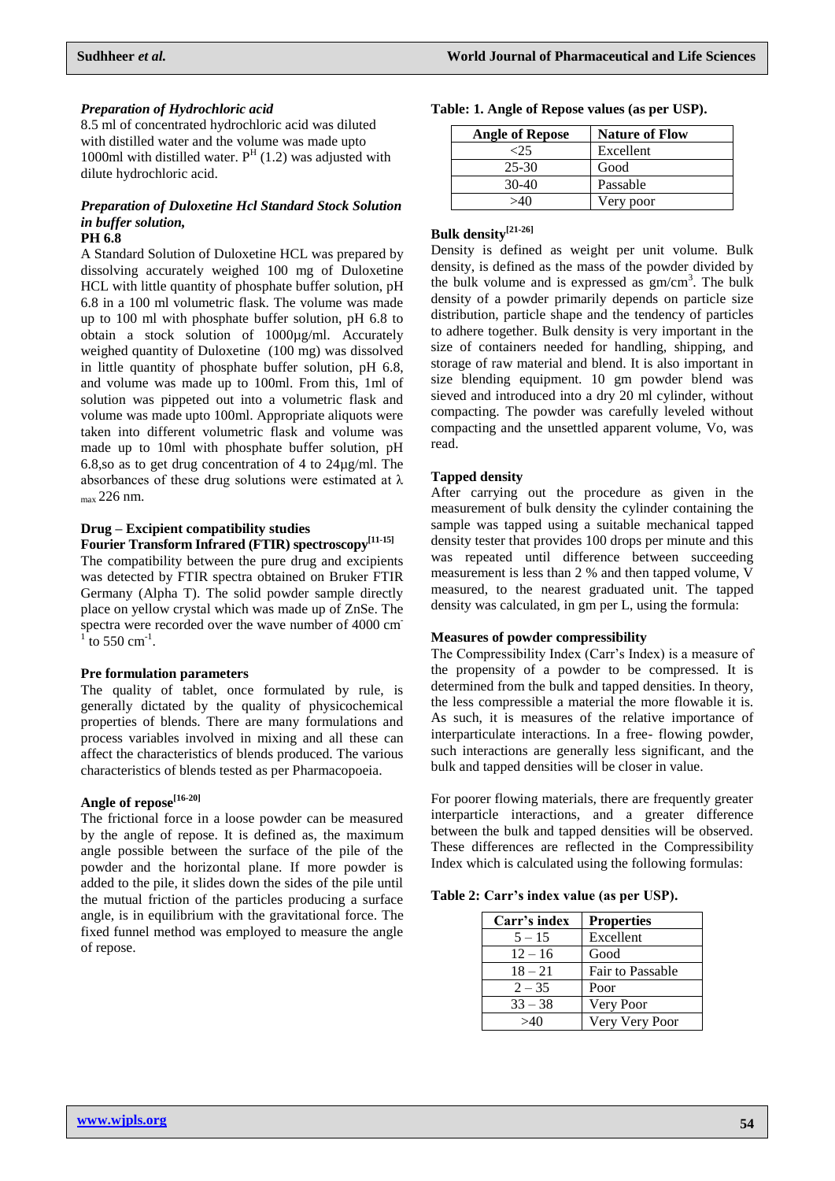### *Preparation of Hydrochloric acid*

8.5 ml of concentrated hydrochloric acid was diluted with distilled water and the volume was made upto 1000ml with distilled water. $P^H$ (1.2) was adjusted with dilute hydrochloric acid.

### *Preparation of Duloxetine Hcl Standard Stock Solution in buffer solution,*

**PH 6.8**

A Standard Solution of Duloxetine HCL was prepared by dissolving accurately weighed 100 mg of Duloxetine HCL with little quantity of phosphate buffer solution, pH 6.8 in a 100 ml volumetric flask. The volume was made up to 100 ml with phosphate buffer solution, pH 6.8 to obtain a stock solution of 1000µg/ml. Accurately weighed quantity of Duloxetine (100 mg) was dissolved in little quantity of phosphate buffer solution, pH 6.8, and volume was made up to 100ml. From this, 1ml of solution was pippeted out into a volumetric flask and volume was made upto 100ml. Appropriate aliquots were taken into different volumetric flask and volume was made up to 10ml with phosphate buffer solution, pH 6.8,so as to get drug concentration of 4 to 24µg/ml. The absorbances of these drug solutions were estimated at $\lambda_{max}$ 226 nm.

### Drug – Excipient compatibility studies

**Fourier Transform Infrared (FTIR) spectroscopy[11-15]**

The compatibility between the pure drug and excipients was detected by FTIR spectra obtained on Bruker FTIR Germany (Alpha T). The solid powder sample directly place on yellow crystal which was made up of ZnSe. The spectra were recorded over the wave number of 4000 $cm^{-1}$ to 550 $cm^{-1}$.

### Pre formulation parameters

The quality of tablet, once formulated by rule, is generally dictated by the quality of physicochemical properties of blends. There are many formulations and process variables involved in mixing and all these can affect the characteristics of blends produced. The various characteristics of blends tested as per Pharmacopoeia.

### Angle of repose[16-20]

The frictional force in a loose powder can be measured by the angle of repose. It is defined as, the maximum angle possible between the surface of the pile of the powder and the horizontal plane. If more powder is added to the pile, it slides down the sides of the pile until the mutual friction of the particles producing a surface angle, is in equilibrium with the gravitational force. The fixed funnel method was employed to measure the angle of repose.

**Table: 1. Angle of Repose values (as per USP).**

| Angle of Repose | Nature of Flow |
|---|---|
| <25 | Excellent |
| 25-30 | Good |
| 30-40 | Passable |
| >40 | Very poor |

### Bulk density[21-26]

Density is defined as weight per unit volume. Bulk density, is defined as the mass of the powder divided by the bulk volume and is expressed as $gm/cm^3$. The bulk density of a powder primarily depends on particle size distribution, particle shape and the tendency of particles to adhere together. Bulk density is very important in the size of containers needed for handling, shipping, and storage of raw material and blend. It is also important in size blending equipment. 10 gm powder blend was sieved and introduced into a dry 20 ml cylinder, without compacting. The powder was carefully leveled without compacting and the unsettled apparent volume, Vo, was read.

### Tapped density

After carrying out the procedure as given in the measurement of bulk density the cylinder containing the sample was tapped using a suitable mechanical tapped density tester that provides 100 drops per minute and this was repeated until difference between succeeding measurement is less than 2 % and then tapped volume, V measured, to the nearest graduated unit. The tapped density was calculated, in gm per L, using the formula:

### Measures of powder compressibility

The Compressibility Index (Carr's Index) is a measure of the propensity of a powder to be compressed. It is determined from the bulk and tapped densities. In theory, the less compressible a material the more flowable it is. As such, it is measures of the relative importance of interparticulate interactions. In a free- flowing powder, such interactions are generally less significant, and the bulk and tapped densities will be closer in value.

For poorer flowing materials, there are frequently greater interparticle interactions, and a greater difference between the bulk and tapped densities will be observed. These differences are reflected in the Compressibility Index which is calculated using the following formulas:

**Table 2: Carr's index value (as per USP).**

| Carr's index | Properties |
|---|---|
| 5 – 15 | Excellent |
| 12 – 16 | Good |
| 18 – 21 | Fair to Passable |
| 2 – 35 | Poor |
| 33 – 38 | Very Poor |
| >40 | Very Very Poor |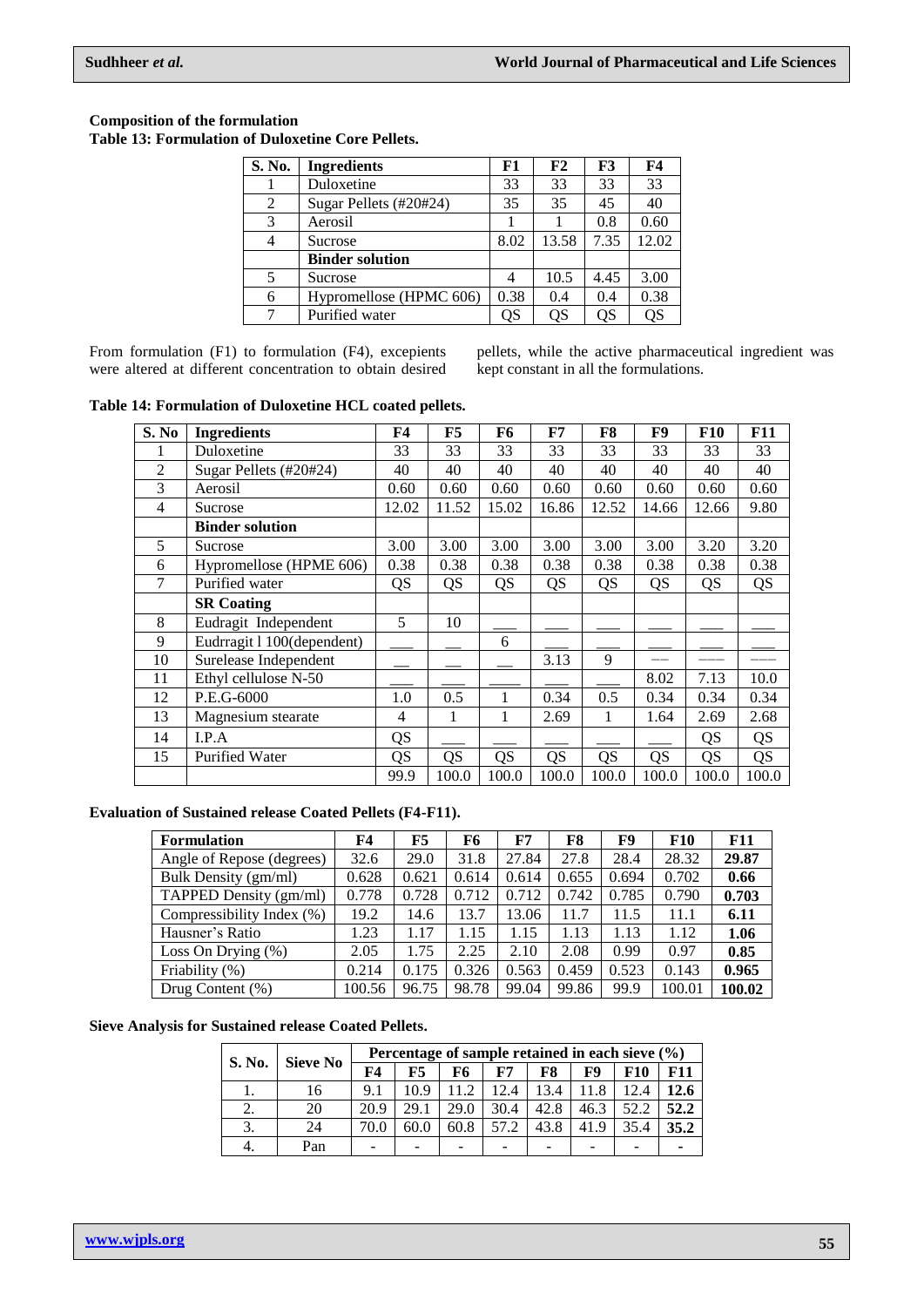**Composition of the formulation**

**Table 13: Formulation of Duloxetine Core Pellets.**

| S. No. | Ingredients | F1 | F2 | F3 | F4 |
|---|---|---|---|---|---|
| 1 | Duloxetine | 33 | 33 | 33 | 33 |
| 2 | Sugar Pellets (#20#24) | 35 | 35 | 45 | 40 |
| 3 | Aerosil | 1 | 1 | 0.8 | 0.60 |
| 4 | Sucrose | 8.02 | 13.58 | 7.35 | 12.02 |
| | **Binder solution** | | | | |
| 5 | Sucrose | 4 | 10.5 | 4.45 | 3.00 |
| 6 | Hypromellose (HPMC 606) | 0.38 | 0.4 | 0.4 | 0.38 |
| 7 | Purified water | QS | QS | QS | QS |

From formulation (F1) to formulation (F4), excepients were altered at different concentration to obtain desired pellets, while the active pharmaceutical ingredient was kept constant in all the formulations.

**Table 14: Formulation of Duloxetine HCL coated pellets.**

| S. No | Ingredients | F4 | F5 | F6 | F7 | F8 | F9 | F10 | F11 |
|---|---|---|---|---|---|---|---|---|---|
| 1 | Duloxetine | 33 | 33 | 33 | 33 | 33 | 33 | 33 | 33 |
| 2 | Sugar Pellets (#20#24) | 40 | 40 | 40 | 40 | 40 | 40 | 40 | 40 |
| 3 | Aerosil | 0.60 | 0.60 | 0.60 | 0.60 | 0.60 | 0.60 | 0.60 | 0.60 |
| 4 | Sucrose | 12.02 | 11.52 | 15.02 | 16.86 | 12.52 | 14.66 | 12.66 | 9.80 |
| | **Binder solution** | | | | | | | | |
| 5 | Sucrose | 3.00 | 3.00 | 3.00 | 3.00 | 3.00 | 3.00 | 3.20 | 3.20 |
| 6 | Hypromellose (HPME 606) | 0.38 | 0.38 | 0.38 | 0.38 | 0.38 | 0.38 | 0.38 | 0.38 |
| 7 | Purified water | QS | QS | QS | QS | QS | QS | QS | QS |
| | **SR Coating** | | | | | | | | |
| 8 | Eudragit Independent | 5 | 10 | ___ | ___ | ___ | ___ | ___ | ___ |
| 9 | Eudrragit l 100(dependent) | ___ | __ | 6 | ___ | ___ | ___ | ___ | ___ |
| 10 | Surelease Independent | __ | __ | __ | 3.13 | 9 | — | — | — |
| 11 | Ethyl cellulose N-50 | ___ | ___ | ___ | ___ | ___ | 8.02 | 7.13 | 10.0 |
| 12 | P.E.G-6000 | 1.0 | 0.5 | 1 | 0.34 | 0.5 | 0.34 | 0.34 | 0.34 |
| 13 | Magnesium stearate | 4 | 1 | 1 | 2.69 | 1 | 1.64 | 2.69 | 2.68 |
| 14 | I.P.A | QS | ___ | ___ | ___ | ___ | ___ | QS | QS |
| 15 | Purified Water | QS | QS | QS | QS | QS | QS | QS | QS |
| | | 99.9 | 100.0 | 100.0 | 100.0 | 100.0 | 100.0 | 100.0 | 100.0 |

**Evaluation of Sustained release Coated Pellets (F4-F11).**

| Formulation | F4 | F5 | F6 | F7 | F8 | F9 | F10 | F11 |
|---|---|---|---|---|---|---|---|---|
| Angle of Repose (degrees) | 32.6 | 29.0 | 31.8 | 27.84 | 27.8 | 28.4 | 28.32 | **29.87** |
| Bulk Density (gm/ml) | 0.628 | 0.621 | 0.614 | 0.614 | 0.655 | 0.694 | 0.702 | **0.66** |
| TAPPED Density (gm/ml) | 0.778 | 0.728 | 0.712 | 0.712 | 0.742 | 0.785 | 0.790 | **0.703** |
| Compressibility Index (%) | 19.2 | 14.6 | 13.7 | 13.06 | 11.7 | 11.5 | 11.1 | **6.11** |
| Hausner's Ratio | 1.23 | 1.17 | 1.15 | 1.15 | 1.13 | 1.13 | 1.12 | **1.06** |
| Loss On Drying (%) | 2.05 | 1.75 | 2.25 | 2.10 | 2.08 | 0.99 | 0.97 | **0.85** |
| Friability (%) | 0.214 | 0.175 | 0.326 | 0.563 | 0.459 | 0.523 | 0.143 | **0.965** |
| Drug Content (%) | 100.56 | 96.75 | 98.78 | 99.04 | 99.86 | 99.9 | 100.01 | **100.02** |

**Sieve Analysis for Sustained release Coated Pellets.**

| S. No. | Sieve No | Percentage of sample retained in each sieve (%) | | | | | | | |
|---|---|---|---|---|---|---|---|---|---|
| | | F4 | F5 | F6 | F7 | F8 | F9 | F10 | F11 |
| 1. | 16 | 9.1 | 10.9 | 11.2 | 12.4 | 13.4 | 11.8 | 12.4 | **12.6** |
| 2. | 20 | 20.9 | 29.1 | 29.0 | 30.4 | 42.8 | 46.3 | 52.2 | **52.2** |
| 3. | 24 | 70.0 | 60.0 | 60.8 | 57.2 | 43.8 | 41.9 | 35.4 | **35.2** |
| 4. | Pan | - | - | - | - | - | - | - | **-** |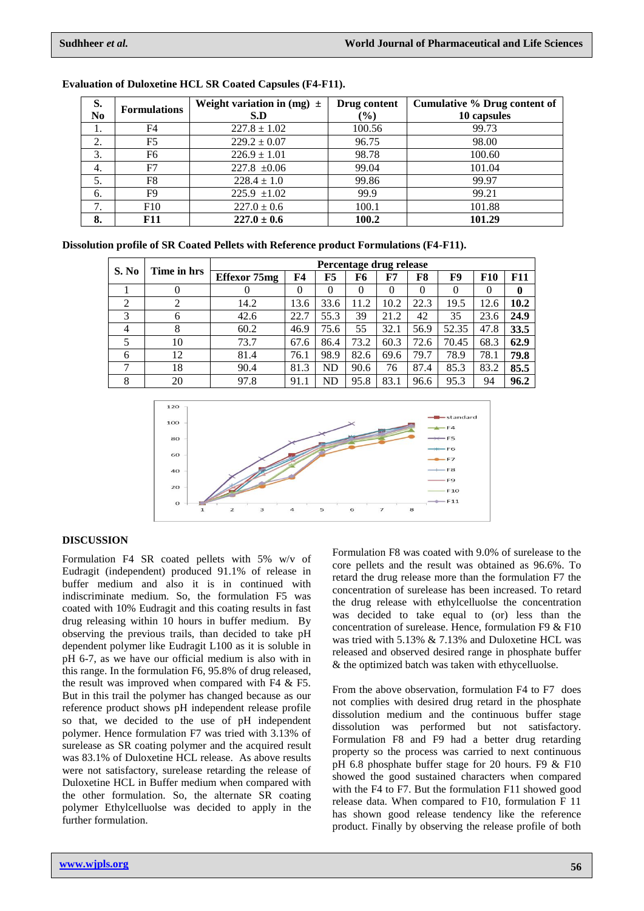**Evaluation of Duloxetine HCL SR Coated Capsules (F4-F11).**

| S. No | Formulations | Weight variation in (mg) ± S.D | Drug content (%) | Cumulative % Drug content of 10 capsules |
|---|---|---|---|---|
| 1. | F4 | 227.8 ± 1.02 | 100.56 | 99.73 |
| 2. | F5 | 229.2 ± 0.07 | 96.75 | 98.00 |
| 3. | F6 | 226.9 ± 1.01 | 98.78 | 100.60 |
| 4. | F7 | 227.8 ±0.06 | 99.04 | 101.04 |
| 5. | F8 | 228.4 ± 1.0 | 99.86 | 99.97 |
| 6. | F9 | 225.9 ±1.02 | 99.9 | 99.21 |
| 7. | F10 | 227.0 ± 0.6 | 100.1 | 101.88 |
| **8.** | **F11** | **227.0 ± 0.6** | **100.2** | **101.29** |

**Dissolution profile of SR Coated Pellets with Reference product Formulations (F4-F11).**

| S. No | Time in hrs | Percentage drug release | | | | | | | | |
|---|---|---|---|---|---|---|---|---|---|---|
| | | Effexor 75mg | F4 | F5 | F6 | F7 | F8 | F9 | F10 | F11 |
| 1 | 0 | 0 | 0 | 0 | 0 | 0 | 0 | 0 | 0 | **0** |
| 2 | 2 | 14.2 | 13.6 | 33.6 | 11.2 | 10.2 | 22.3 | 19.5 | 12.6 | **10.2** |
| 3 | 6 | 42.6 | 22.7 | 55.3 | 39 | 21.2 | 42 | 35 | 23.6 | **24.9** |
| 4 | 8 | 60.2 | 46.9 | 75.6 | 55 | 32.1 | 56.9 | 52.35 | 47.8 | **33.5** |
| 5 | 10 | 73.7 | 67.6 | 86.4 | 73.2 | 60.3 | 72.6 | 70.45 | 68.3 | **62.9** |
| 6 | 12 | 81.4 | 76.1 | 98.9 | 82.6 | 69.6 | 79.7 | 78.9 | 78.1 | **79.8** |
| 7 | 18 | 90.4 | 81.3 | ND | 90.6 | 76 | 87.4 | 85.3 | 83.2 | **85.5** |
| 8 | 20 | 97.8 | 91.1 | ND | 95.8 | 83.1 | 96.6 | 95.3 | 94 | **96.2** |

## DISCUSSION

Formulation F4 SR coated pellets with 5% w/v of Eudragit (independent) produced 91.1% of release in buffer medium and also it is in continued with indiscriminate medium. So, the formulation F5 was coated with 10% Eudragit and this coating results in fast drug releasing within 10 hours in buffer medium. By observing the previous trails, than decided to take pH dependent polymer like Eudragit L100 as it is soluble in pH 6-7, as we have our official medium is also with in this range. In the formulation F6, 95.8% of drug released, the result was improved when compared with F4 & F5. But in this trail the polymer has changed because as our reference product shows pH independent release profile so that, we decided to the use of pH independent polymer. Hence formulation F7 was tried with 3.13% of surelease as SR coating polymer and the acquired result was 83.1% of Duloxetine HCL release. As above results were not satisfactory, surelease retarding the release of Duloxetine HCL in Buffer medium when compared with the other formulation. So, the alternate SR coating polymer Ethylcelluolse was decided to apply in the further formulation.

Formulation F8 was coated with 9.0% of surelease to the core pellets and the result was obtained as 96.6%. To retard the drug release more than the formulation F7 the concentration of surelease has been increased. To retard the drug release with ethylcelluolse the concentration was decided to take equal to (or) less than the concentration of surelease. Hence, formulation F9 & F10 was tried with 5.13% & 7.13% and Duloxetine HCL was released and observed desired range in phosphate buffer & the optimized batch was taken with ethycelluolse.

From the above observation, formulation F4 to F7 does not complies with desired drug retard in the phosphate dissolution medium and the continuous buffer stage dissolution was performed but not satisfactory. Formulation F8 and F9 had a better drug retarding property so the process was carried to next continuous pH 6.8 phosphate buffer stage for 20 hours. F9 & F10 showed the good sustained characters when compared with the F4 to F7. But the formulation F11 showed good release data. When compared to F10, formulation F 11 has shown good release tendency like the reference product. Finally by observing the release profile of both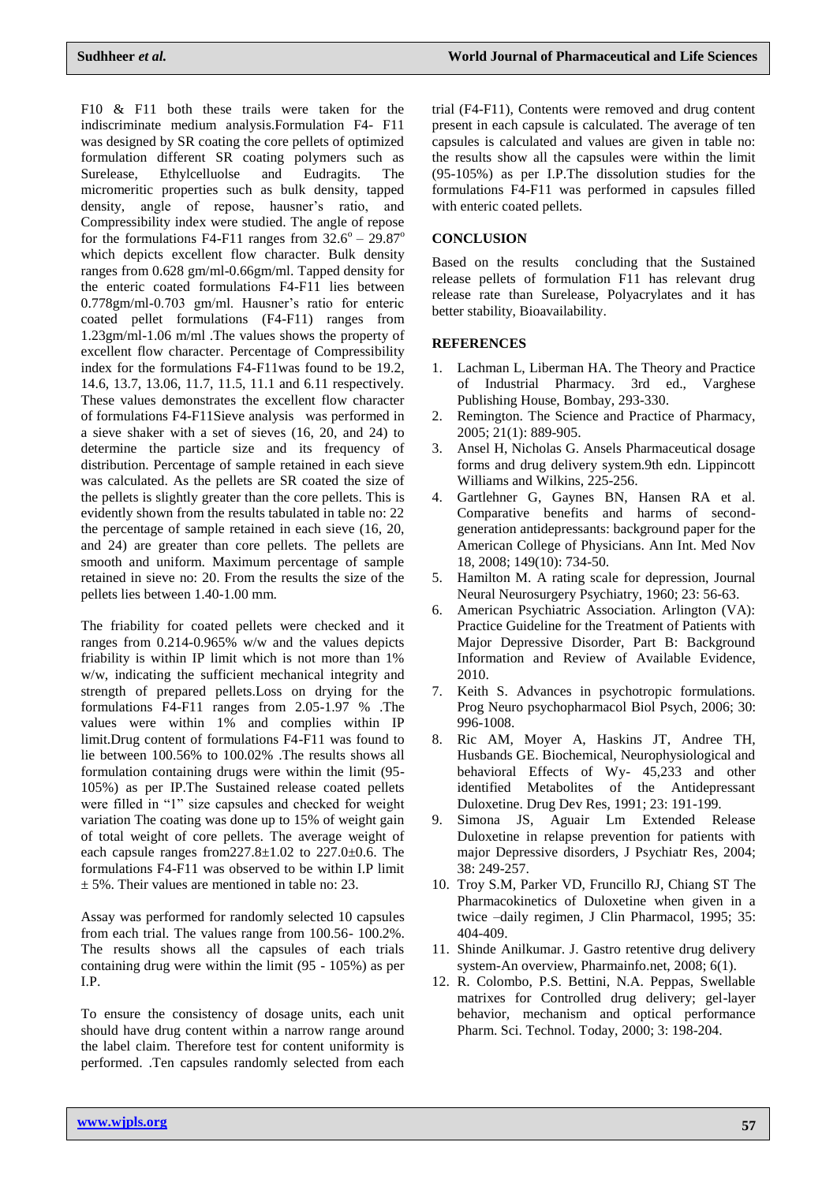F10 & F11 both these trails were taken for the indiscriminate medium analysis.Formulation F4- F11 was designed by SR coating the core pellets of optimized formulation different SR coating polymers such as Surelease, Ethylcelluolse and Eudragits. The micromeritic properties such as bulk density, tapped density, angle of repose, hausner's ratio, and Compressibility index were studied. The angle of repose for the formulations F4-F11 ranges from $32.6^{o} – 29.87^{o}$ which depicts excellent flow character. Bulk density ranges from 0.628 gm/ml-0.66gm/ml. Tapped density for the enteric coated formulations F4-F11 lies between 0.778gm/ml-0.703 gm/ml. Hausner's ratio for enteric coated pellet formulations (F4-F11) ranges from 1.23gm/ml-1.06 m/ml .The values shows the property of excellent flow character. Percentage of Compressibility index for the formulations F4-F11was found to be 19.2, 14.6, 13.7, 13.06, 11.7, 11.5, 11.1 and 6.11 respectively. These values demonstrates the excellent flow character of formulations F4-F11Sieve analysis was performed in a sieve shaker with a set of sieves (16, 20, and 24) to determine the particle size and its frequency of distribution. Percentage of sample retained in each sieve was calculated. As the pellets are SR coated the size of the pellets is slightly greater than the core pellets. This is evidently shown from the results tabulated in table no: 22 the percentage of sample retained in each sieve (16, 20, and 24) are greater than core pellets. The pellets are smooth and uniform. Maximum percentage of sample retained in sieve no: 20. From the results the size of the pellets lies between 1.40-1.00 mm.

The friability for coated pellets were checked and it ranges from 0.214-0.965% w/w and the values depicts friability is within IP limit which is not more than 1% w/w, indicating the sufficient mechanical integrity and strength of prepared pellets.Loss on drying for the formulations F4-F11 ranges from 2.05-1.97 % .The values were within 1% and complies within IP limit.Drug content of formulations F4-F11 was found to lie between 100.56% to 100.02% .The results shows all formulation containing drugs were within the limit (95-105%) as per IP.The Sustained release coated pellets were filled in "1" size capsules and checked for weight variation The coating was done up to 15% of weight gain of total weight of core pellets. The average weight of each capsule ranges from227.8±1.02 to 227.0±0.6. The formulations F4-F11 was observed to be within I.P limit ± 5%. Their values are mentioned in table no: 23.

Assay was performed for randomly selected 10 capsules from each trial. The values range from 100.56- 100.2%. The results shows all the capsules of each trials containing drug were within the limit (95 - 105%) as per I.P.

To ensure the consistency of dosage units, each unit should have drug content within a narrow range around the label claim. Therefore test for content uniformity is performed. .Ten capsules randomly selected from each trial (F4-F11), Contents were removed and drug content present in each capsule is calculated. The average of ten capsules is calculated and values are given in table no: the results show all the capsules were within the limit (95-105%) as per I.P.The dissolution studies for the formulations F4-F11 was performed in capsules filled with enteric coated pellets.

## CONCLUSION

Based on the results concluding that the Sustained release pellets of formulation F11 has relevant drug release rate than Surelease, Polyacrylates and it has better stability, Bioavailability.

## REFERENCES

1. Lachman L, Liberman HA. The Theory and Practice of Industrial Pharmacy. 3rd ed., Varghese Publishing House, Bombay, 293-330.
2. Remington. The Science and Practice of Pharmacy, 2005; 21(1): 889-905.
3. Ansel H, Nicholas G. Ansels Pharmaceutical dosage forms and drug delivery system.9th edn. Lippincott Williams and Wilkins, 225-256.
4. Gartlehner G, Gaynes BN, Hansen RA et al. Comparative benefits and harms of second-generation antidepressants: background paper for the American College of Physicians. Ann Int. Med Nov 18, 2008; 149(10): 734-50.
5. Hamilton M. A rating scale for depression, Journal Neural Neurosurgery Psychiatry, 1960; 23: 56-63.
6. American Psychiatric Association. Arlington (VA): Practice Guideline for the Treatment of Patients with Major Depressive Disorder, Part B: Background Information and Review of Available Evidence, 2010.
7. Keith S. Advances in psychotropic formulations. Prog Neuro psychopharmacol Biol Psych, 2006; 30: 996-1008.
8. Ric AM, Moyer A, Haskins JT, Andree TH, Husbands GE. Biochemical, Neurophysiological and behavioral Effects of Wy- 45,233 and other identified Metabolites of the Antidepressant Duloxetine. Drug Dev Res, 1991; 23: 191-199.
9. Simona JS, Aguair Lm Extended Release Duloxetine in relapse prevention for patients with major Depressive disorders, J Psychiatr Res, 2004; 38: 249-257.
10. Troy S.M, Parker VD, Fruncillo RJ, Chiang ST The Pharmacokinetics of Duloxetine when given in a twice –daily regimen, J Clin Pharmacol, 1995; 35: 404-409.
11. Shinde Anilkumar. J. Gastro retentive drug delivery system-An overview, Pharmainfo.net, 2008; 6(1).
12. R. Colombo, P.S. Bettini, N.A. Peppas, Swellable matrixes for Controlled drug delivery; gel-layer behavior, mechanism and optical performance Pharm. Sci. Technol. Today, 2000; 3: 198-204.